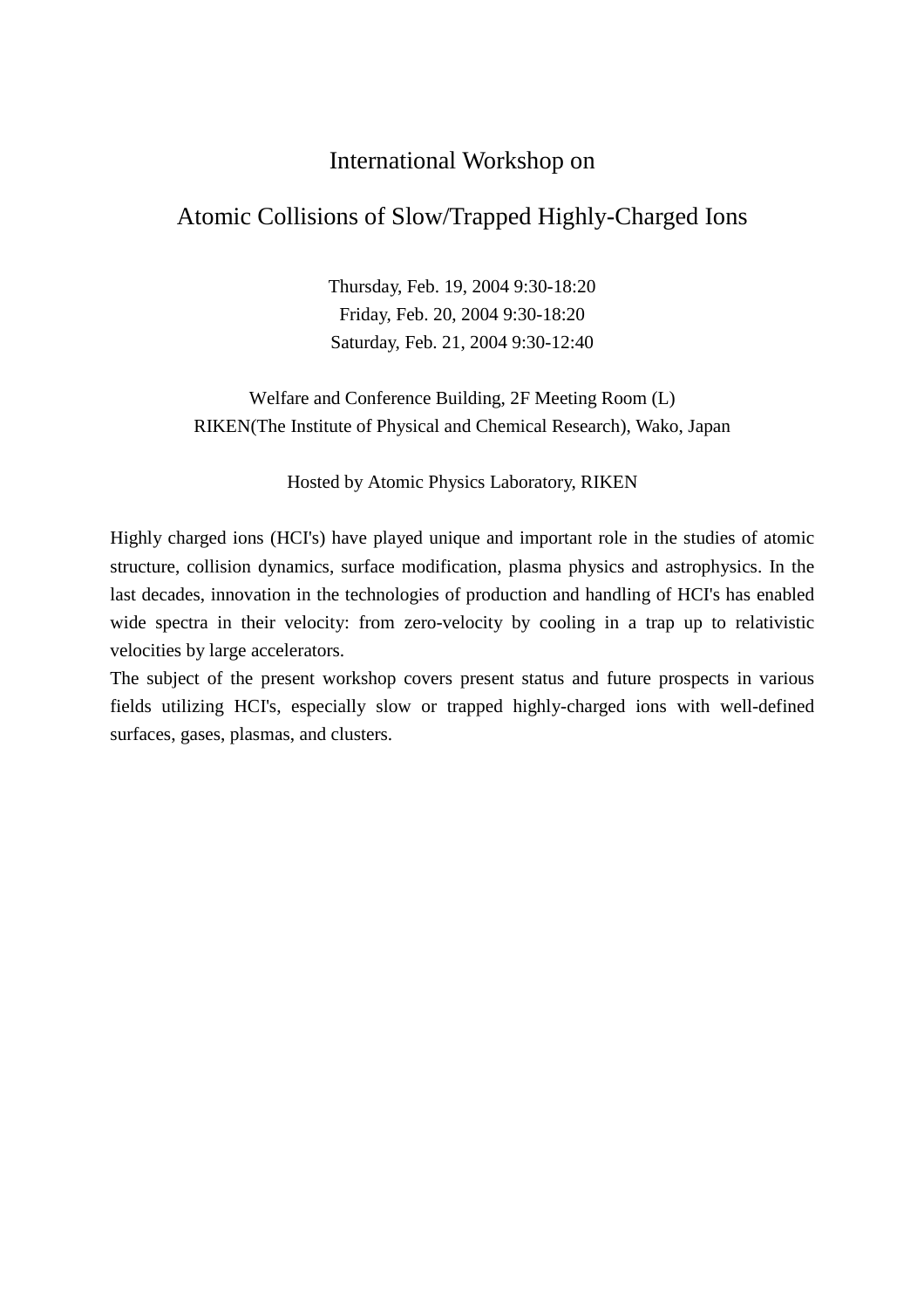# International Workshop on

# Atomic Collisions of Slow/Trapped Highly-Charged Ions

Thursday, Feb. 19, 2004 9:30-18:20
Friday, Feb. 20, 2004 9:30-18:20
Saturday, Feb. 21, 2004 9:30-12:40

Welfare and Conference Building, 2F Meeting Room (L)
RIKEN(The Institute of Physical and Chemical Research), Wako, Japan

Hosted by Atomic Physics Laboratory, RIKEN

Highly charged ions (HCI's) have played unique and important role in the studies of atomic structure, collision dynamics, surface modification, plasma physics and astrophysics. In the last decades, innovation in the technologies of production and handling of HCI's has enabled wide spectra in their velocity: from zero-velocity by cooling in a trap up to relativistic velocities by large accelerators.

The subject of the present workshop covers present status and future prospects in various fields utilizing HCI's, especially slow or trapped highly-charged ions with well-defined surfaces, gases, plasmas, and clusters.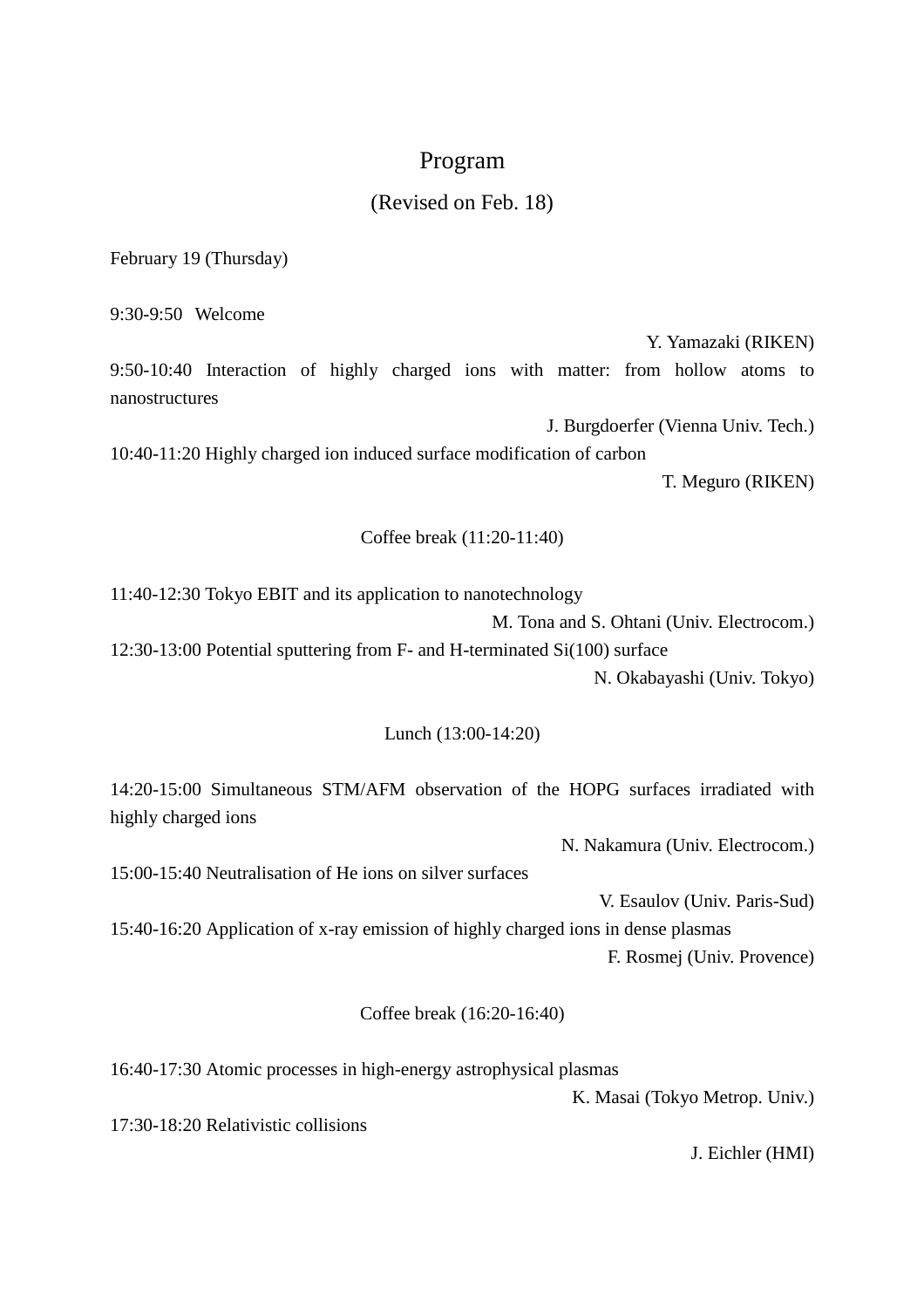# Program

(Revised on Feb. 18)

February 19 (Thursday)

9:30-9:50 Welcome

Y. Yamazaki (RIKEN)

9:50-10:40 Interaction of highly charged ions with matter: from hollow atoms to nanostructures

J. Burgdoerfer (Vienna Univ. Tech.)

10:40-11:20 Highly charged ion induced surface modification of carbon

T. Meguro (RIKEN)

Coffee break (11:20-11:40)

11:40-12:30 Tokyo EBIT and its application to nanotechnology

M. Tona and S. Ohtani (Univ. Electrocom.)

12:30-13:00 Potential sputtering from F- and H-terminated Si(100) surface

N. Okabayashi (Univ. Tokyo)

Lunch (13:00-14:20)

14:20-15:00 Simultaneous STM/AFM observation of the HOPG surfaces irradiated with highly charged ions

N. Nakamura (Univ. Electrocom.)

15:00-15:40 Neutralisation of He ions on silver surfaces

V. Esaulov (Univ. Paris-Sud)

15:40-16:20 Application of x-ray emission of highly charged ions in dense plasmas

F. Rosmej (Univ. Provence)

Coffee break (16:20-16:40)

16:40-17:30 Atomic processes in high-energy astrophysical plasmas

K. Masai (Tokyo Metrop. Univ.)

17:30-18:20 Relativistic collisions

J. Eichler (HMI)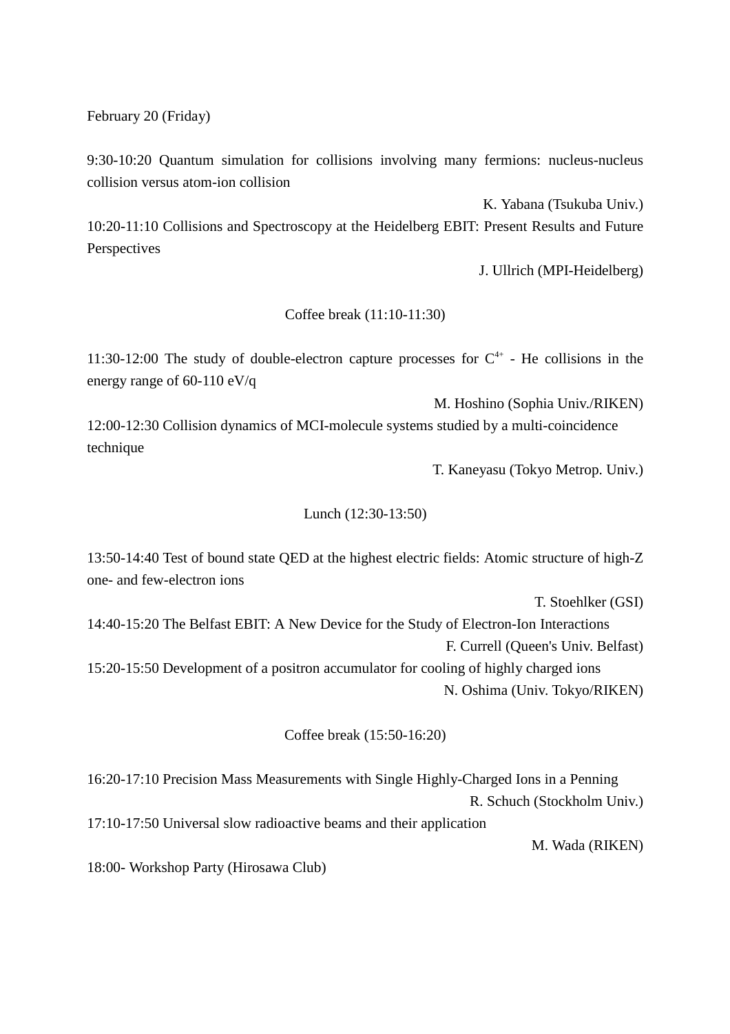February 20 (Friday)

9:30-10:20 Quantum simulation for collisions involving many fermions: nucleus-nucleus collision versus atom-ion collision

K. Yabana (Tsukuba Univ.)

10:20-11:10 Collisions and Spectroscopy at the Heidelberg EBIT: Present Results and Future Perspectives

J. Ullrich (MPI-Heidelberg)

Coffee break (11:10-11:30)

11:30-12:00 The study of double-electron capture processes for $C^{4+}$ - He collisions in the energy range of 60-110 eV/q

M. Hoshino (Sophia Univ./RIKEN)

12:00-12:30 Collision dynamics of MCI-molecule systems studied by a multi-coincidence technique

T. Kaneyasu (Tokyo Metrop. Univ.)

Lunch (12:30-13:50)

13:50-14:40 Test of bound state QED at the highest electric fields: Atomic structure of high-Z one- and few-electron ions

T. Stoehlker (GSI)

14:40-15:20 The Belfast EBIT: A New Device for the Study of Electron-Ion Interactions

F. Currell (Queen's Univ. Belfast)

15:20-15:50 Development of a positron accumulator for cooling of highly charged ions

N. Oshima (Univ. Tokyo/RIKEN)

Coffee break (15:50-16:20)

16:20-17:10 Precision Mass Measurements with Single Highly-Charged Ions in a Penning

R. Schuch (Stockholm Univ.)

17:10-17:50 Universal slow radioactive beams and their application

M. Wada (RIKEN)

18:00- Workshop Party (Hirosawa Club)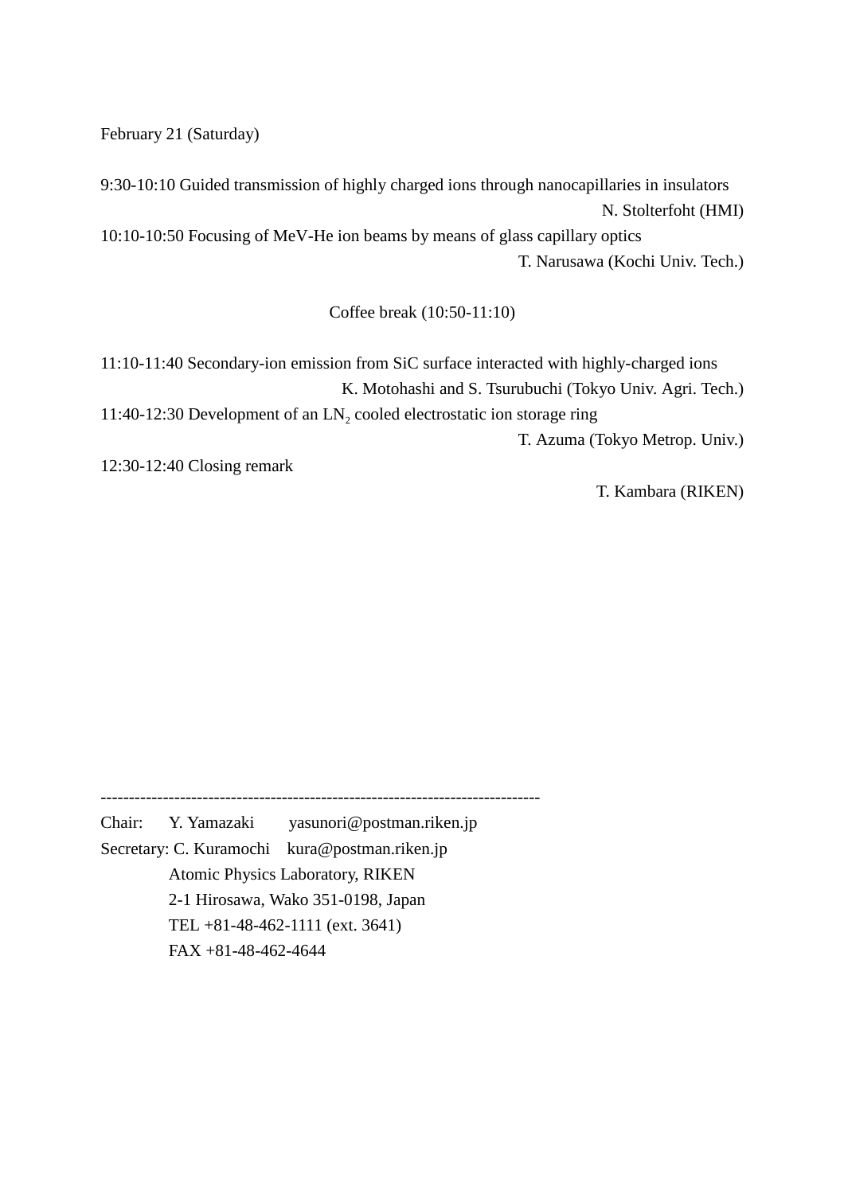February 21 (Saturday)

9:30-10:10 Guided transmission of highly charged ions through nanocapillaries in insulators
N. Stolterfoht (HMI)

10:10-10:50 Focusing of MeV-He ion beams by means of glass capillary optics
T. Narusawa (Kochi Univ. Tech.)

Coffee break (10:50-11:10)

11:10-11:40 Secondary-ion emission from SiC surface interacted with highly-charged ions
K. Motohashi and S. Tsurubuchi (Tokyo Univ. Agri. Tech.)

11:40-12:30 Development of an $LN_2$ cooled electrostatic ion storage ring
T. Azuma (Tokyo Metrop. Univ.)

12:30-12:40 Closing remark
T. Kambara (RIKEN)

---

Chair: Y. Yamazaki yasunori@postman.riken.jp

Secretary: C. Kuramochi kura@postman.riken.jp

Atomic Physics Laboratory, RIKEN
2-1 Hirosawa, Wako 351-0198, Japan
TEL +81-48-462-1111 (ext. 3641)
FAX +81-48-462-4644